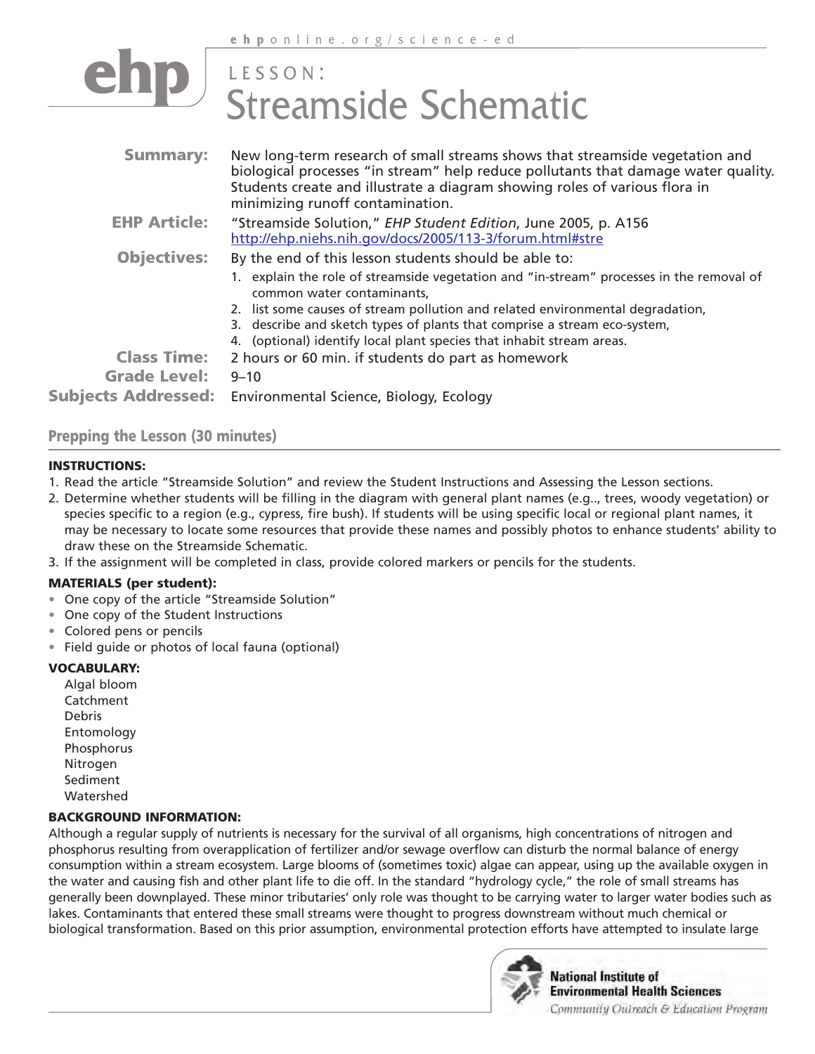# LESSON: Streamside Schematic

**Summary:** New long-term research of small streams shows that streamside vegetation and biological processes "in stream" help reduce pollutants that damage water quality. Students create and illustrate a diagram showing roles of various flora in minimizing runoff contamination.

**EHP Article:** "Streamside Solution," *EHP Student Edition*, June 2005, p. A156
http://ehp.niehs.nih.gov/docs/2005/113-3/forum.html#stre

**Objectives:** By the end of this lesson students should be able to:

1. explain the role of streamside vegetation and "in-stream" processes in the removal of common water contaminants,
2. list some causes of stream pollution and related environmental degradation,
3. describe and sketch types of plants that comprise a stream eco-system,
4. (optional) identify local plant species that inhabit stream areas.

**Class Time:** 2 hours or 60 min. if students do part as homework

**Grade Level:** 9–10

**Subjects Addressed:** Environmental Science, Biology, Ecology

## Prepping the Lesson (30 minutes)

**INSTRUCTIONS:**

1. Read the article "Streamside Solution" and review the Student Instructions and Assessing the Lesson sections.
2. Determine whether students will be filling in the diagram with general plant names (e.g.., trees, woody vegetation) or species specific to a region (e.g., cypress, fire bush). If students will be using specific local or regional plant names, it may be necessary to locate some resources that provide these names and possibly photos to enhance students' ability to draw these on the Streamside Schematic.
3. If the assignment will be completed in class, provide colored markers or pencils for the students.

**MATERIALS (per student):**

- One copy of the article "Streamside Solution"
- One copy of the Student Instructions
- Colored pens or pencils
- Field guide or photos of local fauna (optional)

**VOCABULARY:**

Algal bloom
Catchment
Debris
Entomology
Phosphorus
Nitrogen
Sediment
Watershed

**BACKGROUND INFORMATION:**

Although a regular supply of nutrients is necessary for the survival of all organisms, high concentrations of nitrogen and phosphorus resulting from overapplication of fertilizer and/or sewage overflow can disturb the normal balance of energy consumption within a stream ecosystem. Large blooms of (sometimes toxic) algae can appear, using up the available oxygen in the water and causing fish and other plant life to die off. In the standard "hydrology cycle," the role of small streams has generally been downplayed. These minor tributaries' only role was thought to be carrying water to larger water bodies such as lakes. Contaminants that entered these small streams were thought to progress downstream without much chemical or biological transformation. Based on this prior assumption, environmental protection efforts have attempted to insulate large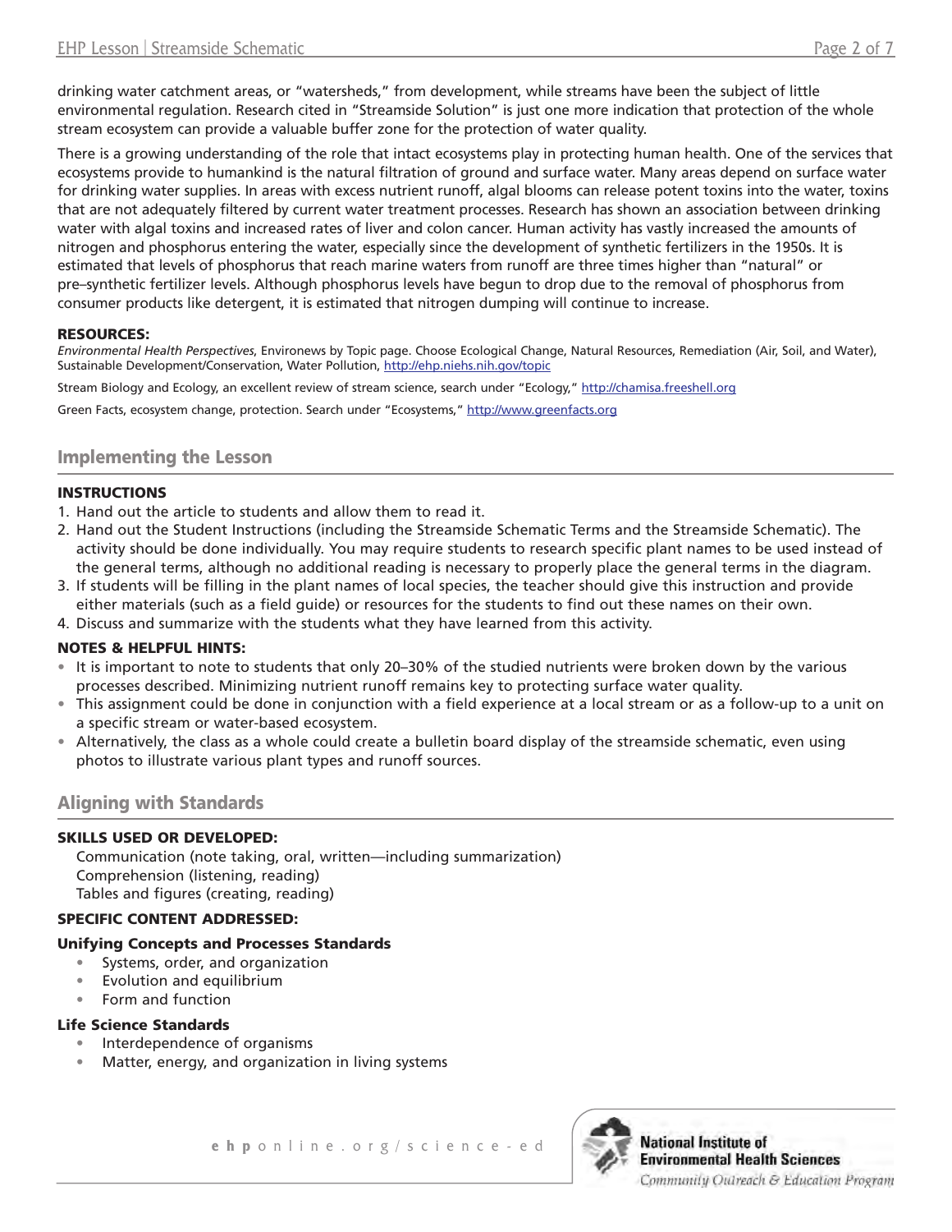drinking water catchment areas, or "watersheds," from development, while streams have been the subject of little environmental regulation. Research cited in "Streamside Solution" is just one more indication that protection of the whole stream ecosystem can provide a valuable buffer zone for the protection of water quality.

There is a growing understanding of the role that intact ecosystems play in protecting human health. One of the services that ecosystems provide to humankind is the natural filtration of ground and surface water. Many areas depend on surface water for drinking water supplies. In areas with excess nutrient runoff, algal blooms can release potent toxins into the water, toxins that are not adequately filtered by current water treatment processes. Research has shown an association between drinking water with algal toxins and increased rates of liver and colon cancer. Human activity has vastly increased the amounts of nitrogen and phosphorus entering the water, especially since the development of synthetic fertilizers in the 1950s. It is estimated that levels of phosphorus that reach marine waters from runoff are three times higher than "natural" or pre–synthetic fertilizer levels. Although phosphorus levels have begun to drop due to the removal of phosphorus from consumer products like detergent, it is estimated that nitrogen dumping will continue to increase.

**RESOURCES:**

*Environmental Health Perspectives*, Environews by Topic page. Choose Ecological Change, Natural Resources, Remediation (Air, Soil, and Water), Sustainable Development/Conservation, Water Pollution, http://ehp.niehs.nih.gov/topic

Stream Biology and Ecology, an excellent review of stream science, search under "Ecology," http://chamisa.freeshell.org

Green Facts, ecosystem change, protection. Search under "Ecosystems," http://www.greenfacts.org

## Implementing the Lesson

**INSTRUCTIONS**

1. Hand out the article to students and allow them to read it.
2. Hand out the Student Instructions (including the Streamside Schematic Terms and the Streamside Schematic). The activity should be done individually. You may require students to research specific plant names to be used instead of the general terms, although no additional reading is necessary to properly place the general terms in the diagram.
3. If students will be filling in the plant names of local species, the teacher should give this instruction and provide either materials (such as a field guide) or resources for the students to find out these names on their own.
4. Discuss and summarize with the students what they have learned from this activity.

**NOTES & HELPFUL HINTS:**

- It is important to note to students that only 20–30% of the studied nutrients were broken down by the various processes described. Minimizing nutrient runoff remains key to protecting surface water quality.
- This assignment could be done in conjunction with a field experience at a local stream or as a follow-up to a unit on a specific stream or water-based ecosystem.
- Alternatively, the class as a whole could create a bulletin board display of the streamside schematic, even using photos to illustrate various plant types and runoff sources.

## Aligning with Standards

**SKILLS USED OR DEVELOPED:**

Communication (note taking, oral, written—including summarization)
Comprehension (listening, reading)
Tables and figures (creating, reading)

**SPECIFIC CONTENT ADDRESSED:**

**Unifying Concepts and Processes Standards**

- Systems, order, and organization
- Evolution and equilibrium
- Form and function

**Life Science Standards**

- Interdependence of organisms
- Matter, energy, and organization in living systems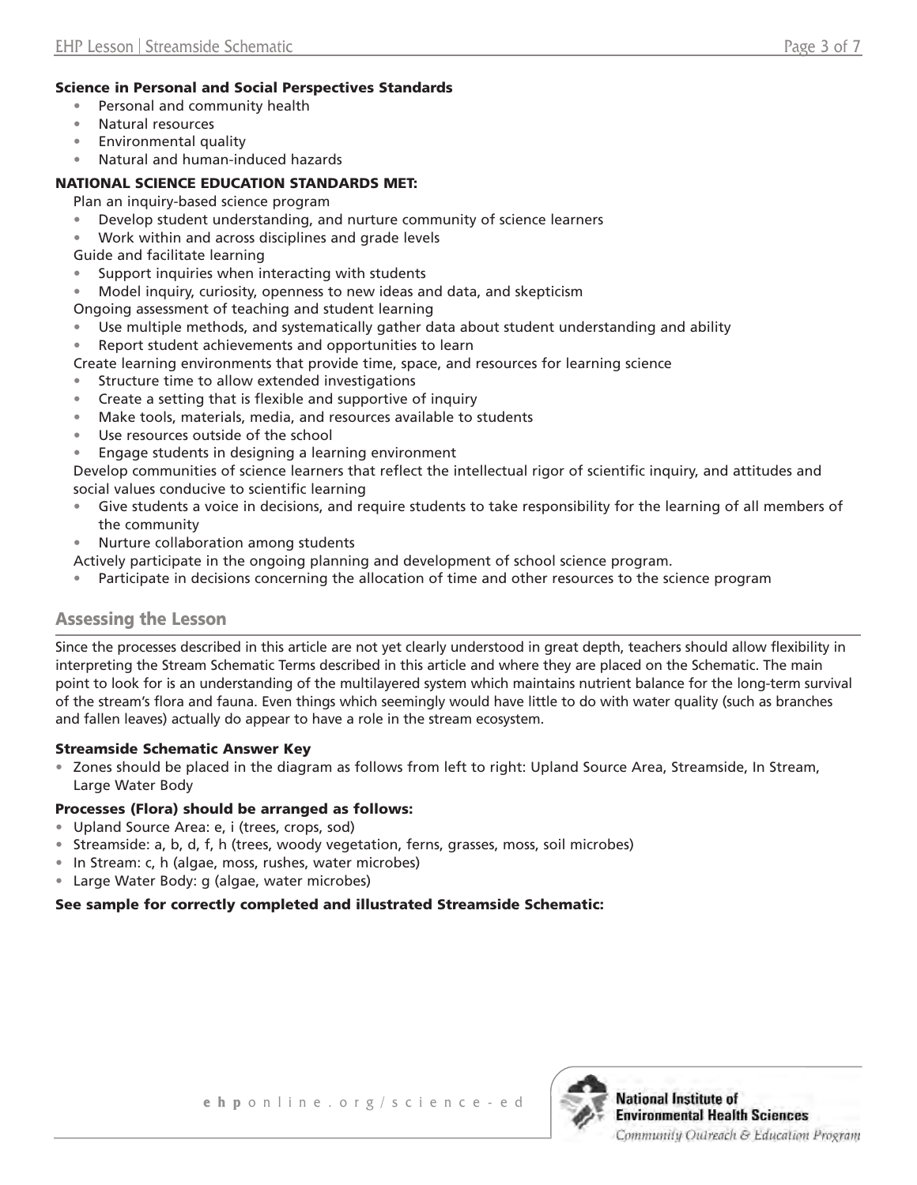**Science in Personal and Social Perspectives Standards**

- Personal and community health
- Natural resources
- Environmental quality
- Natural and human-induced hazards

**NATIONAL SCIENCE EDUCATION STANDARDS MET:**

Plan an inquiry-based science program

- Develop student understanding, and nurture community of science learners
- Work within and across disciplines and grade levels

Guide and facilitate learning

- Support inquiries when interacting with students
- Model inquiry, curiosity, openness to new ideas and data, and skepticism

Ongoing assessment of teaching and student learning

- Use multiple methods, and systematically gather data about student understanding and ability
- Report student achievements and opportunities to learn

Create learning environments that provide time, space, and resources for learning science

- Structure time to allow extended investigations
- Create a setting that is flexible and supportive of inquiry
- Make tools, materials, media, and resources available to students
- Use resources outside of the school
- Engage students in designing a learning environment

Develop communities of science learners that reflect the intellectual rigor of scientific inquiry, and attitudes and social values conducive to scientific learning

- Give students a voice in decisions, and require students to take responsibility for the learning of all members of the community
- Nurture collaboration among students

Actively participate in the ongoing planning and development of school science program.

- Participate in decisions concerning the allocation of time and other resources to the science program

## Assessing the Lesson

Since the processes described in this article are not yet clearly understood in great depth, teachers should allow flexibility in interpreting the Stream Schematic Terms described in this article and where they are placed on the Schematic. The main point to look for is an understanding of the multilayered system which maintains nutrient balance for the long-term survival of the stream's flora and fauna. Even things which seemingly would have little to do with water quality (such as branches and fallen leaves) actually do appear to have a role in the stream ecosystem.

**Streamside Schematic Answer Key**

- Zones should be placed in the diagram as follows from left to right: Upland Source Area, Streamside, In Stream, Large Water Body

**Processes (Flora) should be arranged as follows:**

- Upland Source Area: e, i (trees, crops, sod)
- Streamside: a, b, d, f, h (trees, woody vegetation, ferns, grasses, moss, soil microbes)
- In Stream: c, h (algae, moss, rushes, water microbes)
- Large Water Body: g (algae, water microbes)

**See sample for correctly completed and illustrated Streamside Schematic:**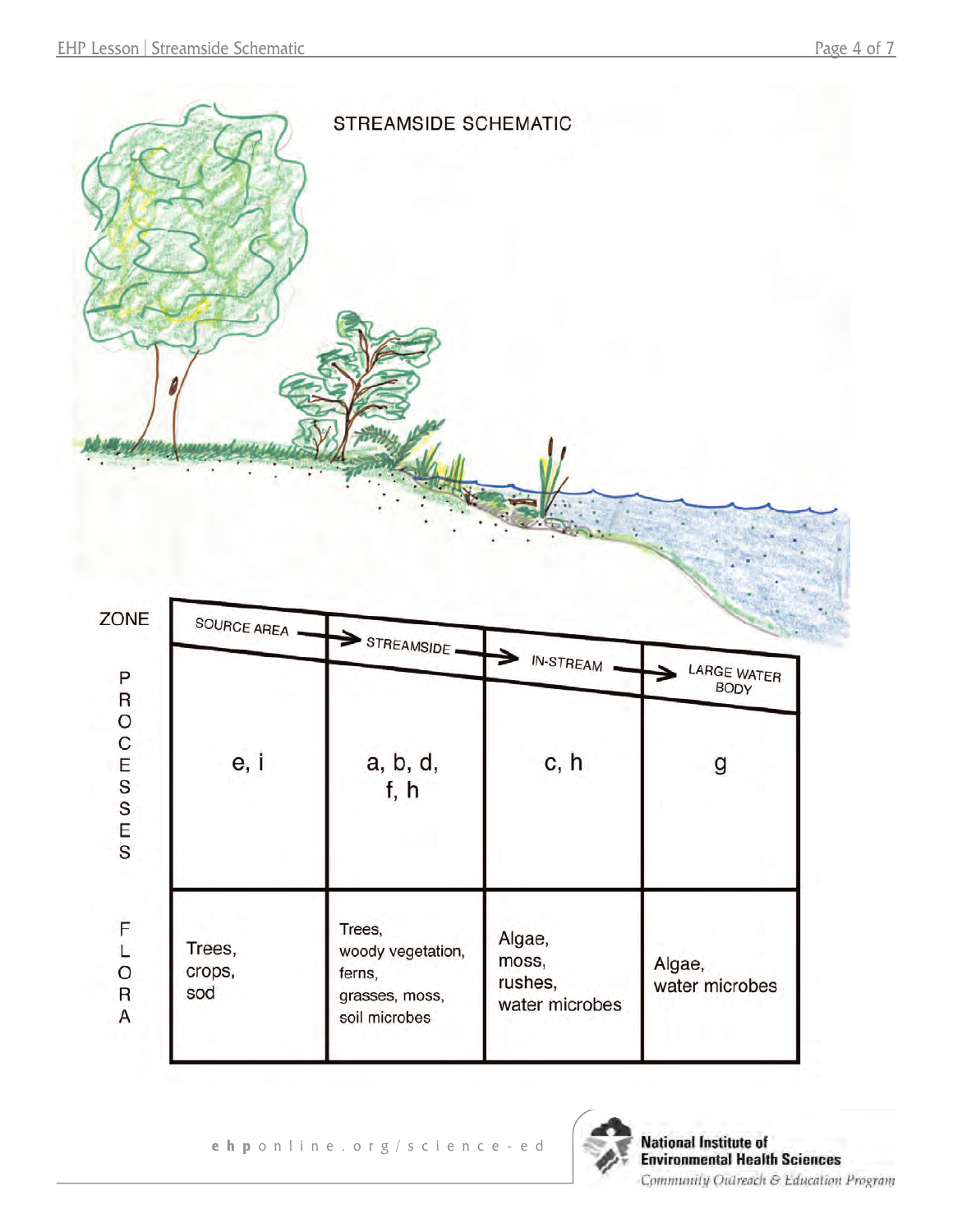# STREAMSIDE SCHEMATIC

| ZONE | SOURCE AREA → | STREAMSIDE → | IN-STREAM → | LARGE WATER BODY |
|---|---|---|---|---|
| PROCESSES | e, i | a, b, d, f, h | c, h | g |
| FLORA | Trees, crops, sod | Trees, woody vegetation, ferns, grasses, moss, soil microbes | Algae, moss, rushes, water microbes | Algae, water microbes |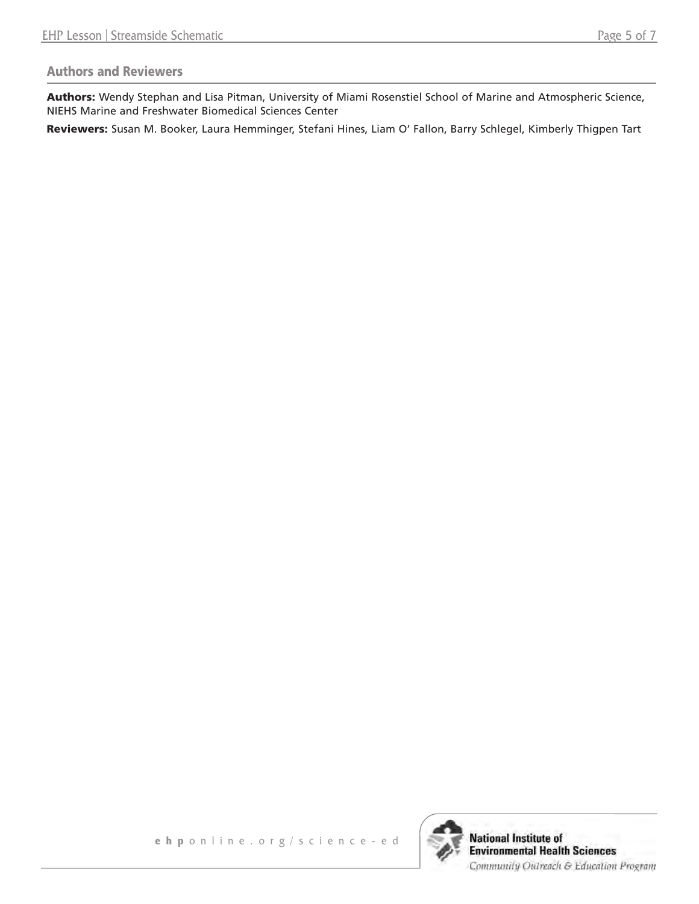## Authors and Reviewers

**Authors:** Wendy Stephan and Lisa Pitman, University of Miami Rosenstiel School of Marine and Atmospheric Science, NIEHS Marine and Freshwater Biomedical Sciences Center

**Reviewers:** Susan M. Booker, Laura Hemminger, Stefani Hines, Liam O' Fallon, Barry Schlegel, Kimberly Thigpen Tart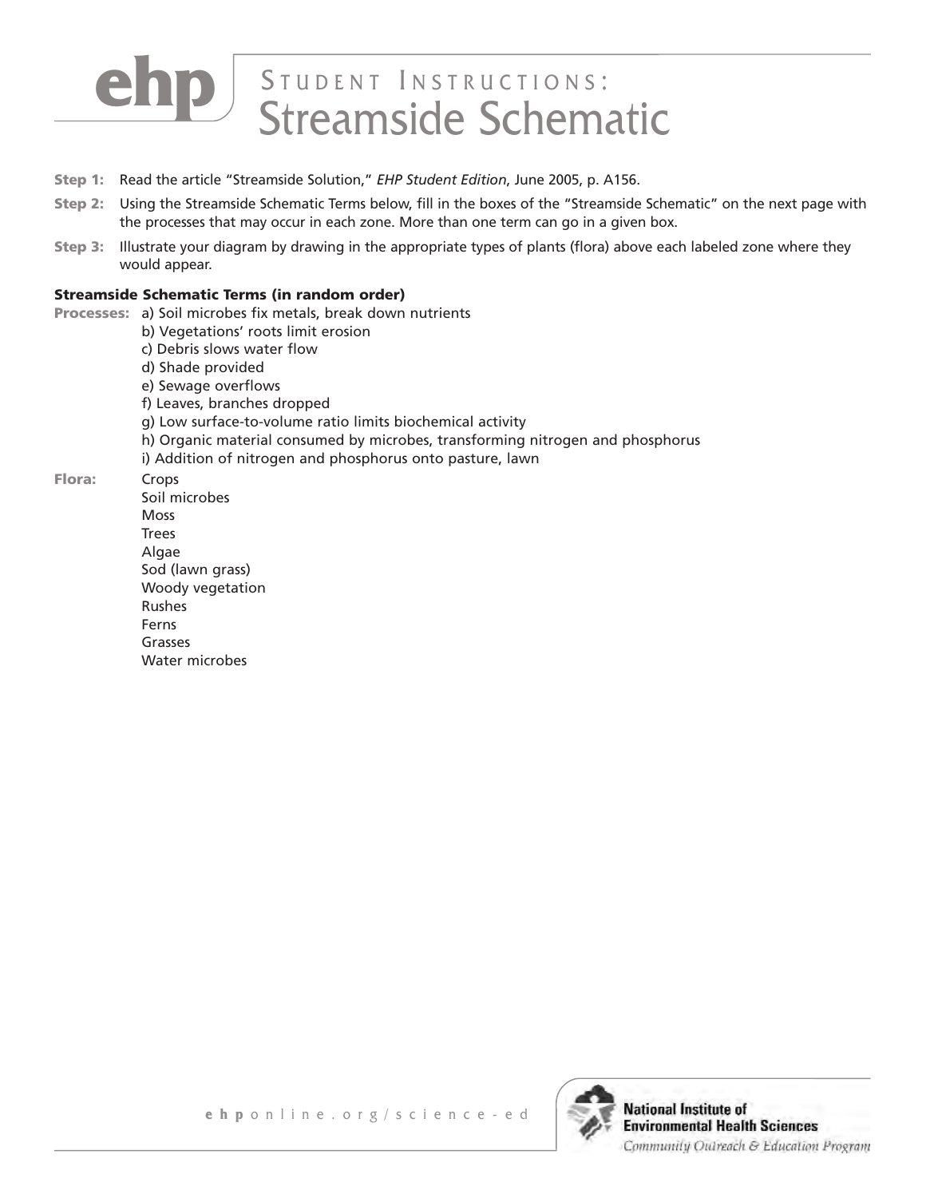# Student Instructions: Streamside Schematic

**Step 1:** Read the article "Streamside Solution," *EHP Student Edition*, June 2005, p. A156.

**Step 2:** Using the Streamside Schematic Terms below, fill in the boxes of the "Streamside Schematic" on the next page with the processes that may occur in each zone. More than one term can go in a given box.

**Step 3:** Illustrate your diagram by drawing in the appropriate types of plants (flora) above each labeled zone where they would appear.

**Streamside Schematic Terms (in random order)**

**Processes:**
- a) Soil microbes fix metals, break down nutrients
- b) Vegetations' roots limit erosion
- c) Debris slows water flow
- d) Shade provided
- e) Sewage overflows
- f) Leaves, branches dropped
- g) Low surface-to-volume ratio limits biochemical activity
- h) Organic material consumed by microbes, transforming nitrogen and phosphorus
- i) Addition of nitrogen and phosphorus onto pasture, lawn

**Flora:**
- Crops
- Soil microbes
- Moss
- Trees
- Algae
- Sod (lawn grass)
- Woody vegetation
- Rushes
- Ferns
- Grasses
- Water microbes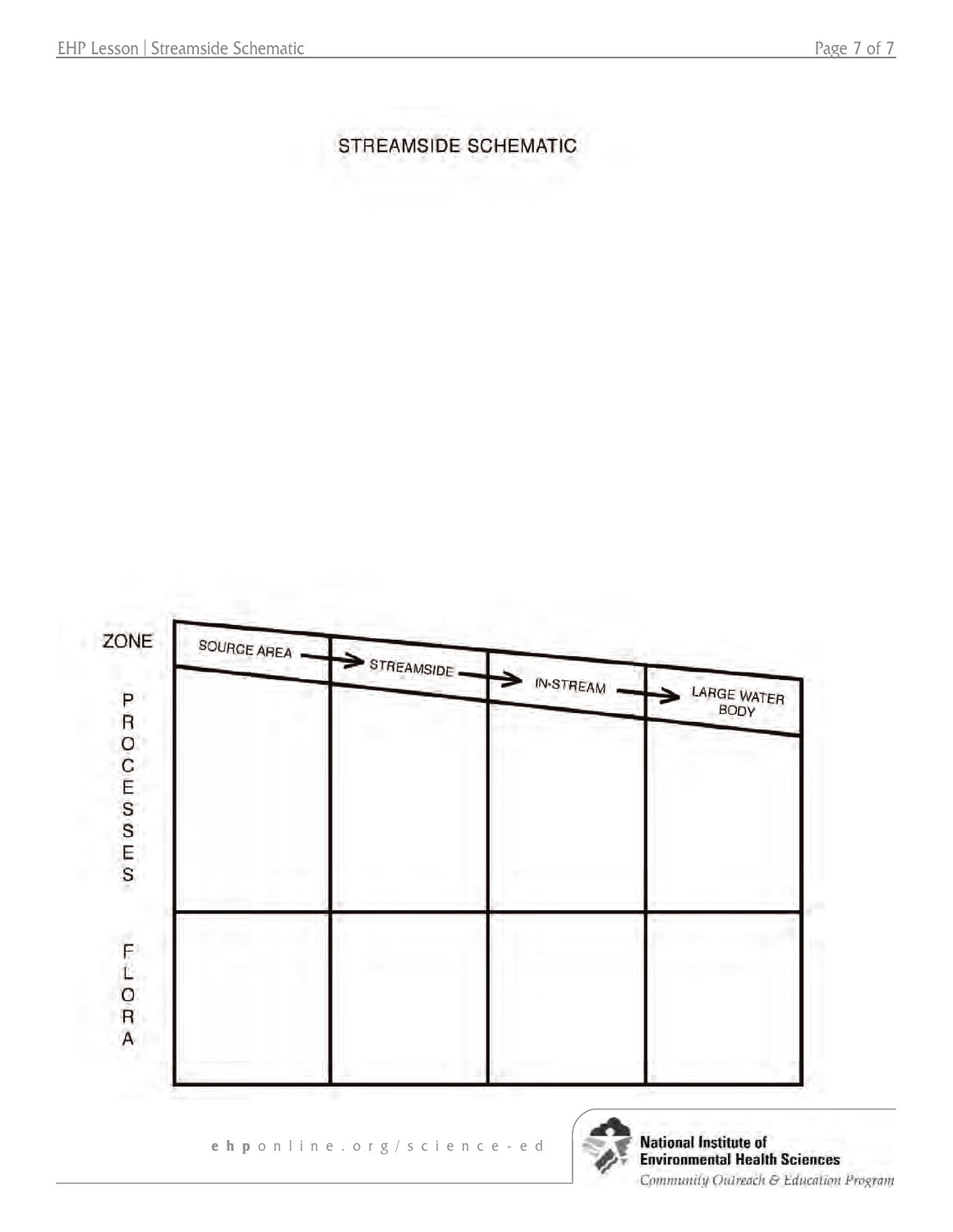# STREAMSIDE SCHEMATIC

| ZONE | SOURCE AREA → | STREAMSIDE → | IN-STREAM → | LARGE WATER BODY |
|---|---|---|---|---|
| PROCESSES | | | | |
| FLORA | | | | |